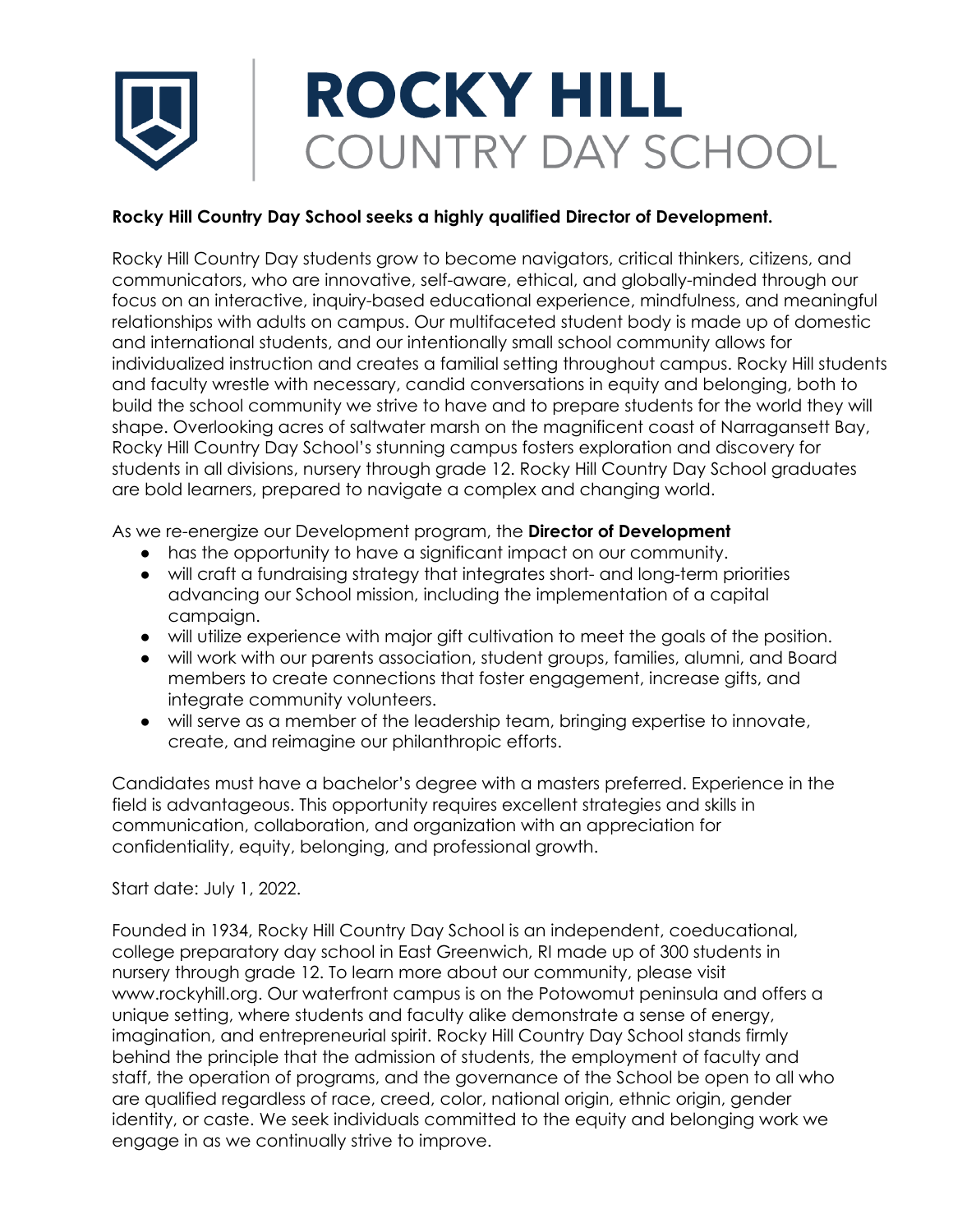# ROCKY HILL COUNTRY DAY SCHOOL

**Rocky Hill Country Day School seeks a highly qualified Director of Development.**

Rocky Hill Country Day students grow to become navigators, critical thinkers, citizens, and communicators, who are innovative, self-aware, ethical, and globally-minded through our focus on an interactive, inquiry-based educational experience, mindfulness, and meaningful relationships with adults on campus. Our multifaceted student body is made up of domestic and international students, and our intentionally small school community allows for individualized instruction and creates a familial setting throughout campus. Rocky Hill students and faculty wrestle with necessary, candid conversations in equity and belonging, both to build the school community we strive to have and to prepare students for the world they will shape. Overlooking acres of saltwater marsh on the magnificent coast of Narragansett Bay, Rocky Hill Country Day School's stunning campus fosters exploration and discovery for students in all divisions, nursery through grade 12. Rocky Hill Country Day School graduates are bold learners, prepared to navigate a complex and changing world.

As we re-energize our Development program, the **Director of Development**

- has the opportunity to have a significant impact on our community.
- will craft a fundraising strategy that integrates short- and long-term priorities advancing our School mission, including the implementation of a capital campaign.
- will utilize experience with major gift cultivation to meet the goals of the position.
- will work with our parents association, student groups, families, alumni, and Board members to create connections that foster engagement, increase gifts, and integrate community volunteers.
- will serve as a member of the leadership team, bringing expertise to innovate, create, and reimagine our philanthropic efforts.

Candidates must have a bachelor's degree with a masters preferred. Experience in the field is advantageous. This opportunity requires excellent strategies and skills in communication, collaboration, and organization with an appreciation for confidentiality, equity, belonging, and professional growth.

Start date: July 1, 2022.

Founded in 1934, Rocky Hill Country Day School is an independent, coeducational, college preparatory day school in East Greenwich, RI made up of 300 students in nursery through grade 12. To learn more about our community, please visit www.rockyhill.org. Our waterfront campus is on the Potowomut peninsula and offers a unique setting, where students and faculty alike demonstrate a sense of energy, imagination, and entrepreneurial spirit. Rocky Hill Country Day School stands firmly behind the principle that the admission of students, the employment of faculty and staff, the operation of programs, and the governance of the School be open to all who are qualified regardless of race, creed, color, national origin, ethnic origin, gender identity, or caste. We seek individuals committed to the equity and belonging work we engage in as we continually strive to improve.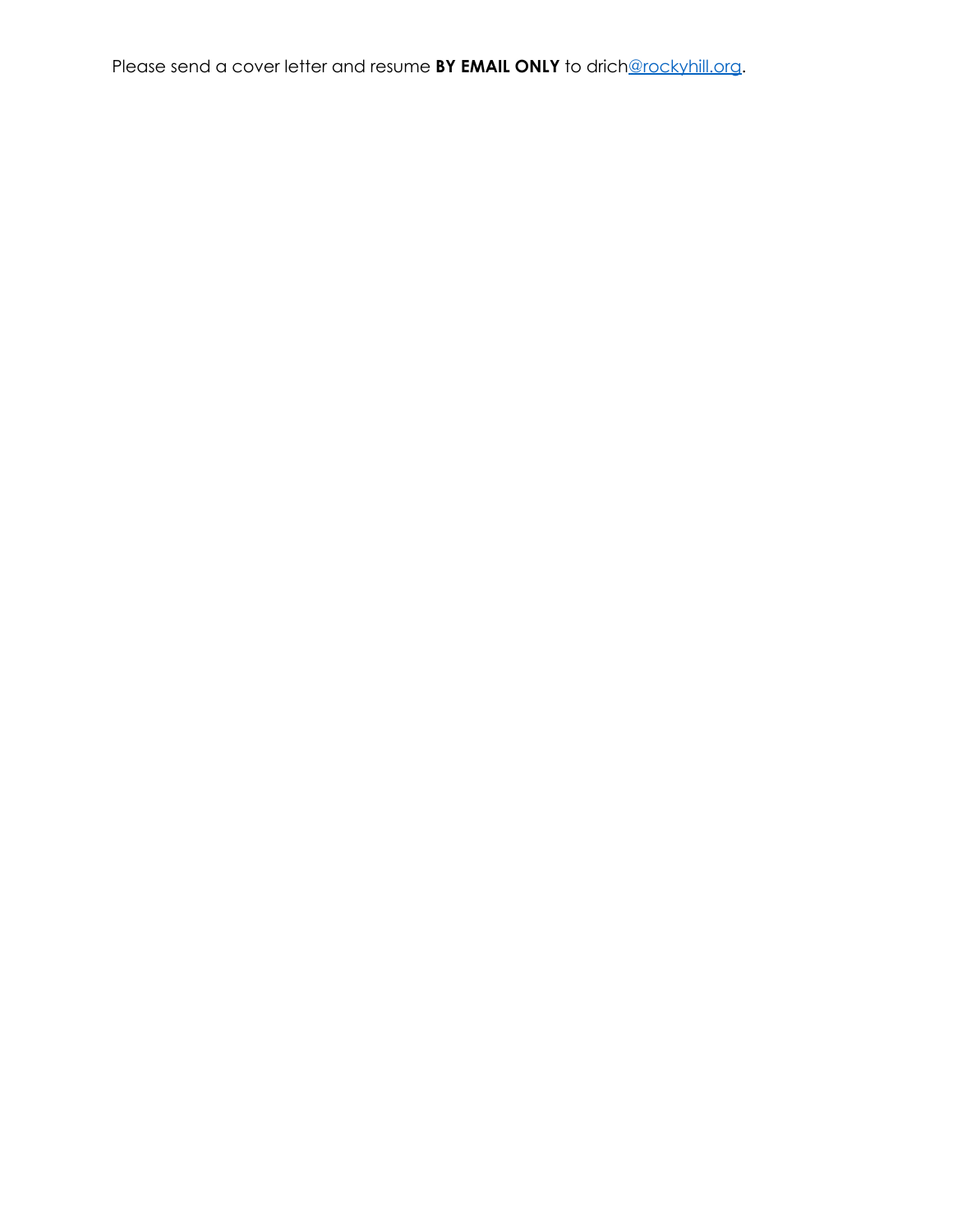Please send a cover letter and resume **BY EMAIL ONLY** to drich@rockyhill.org.